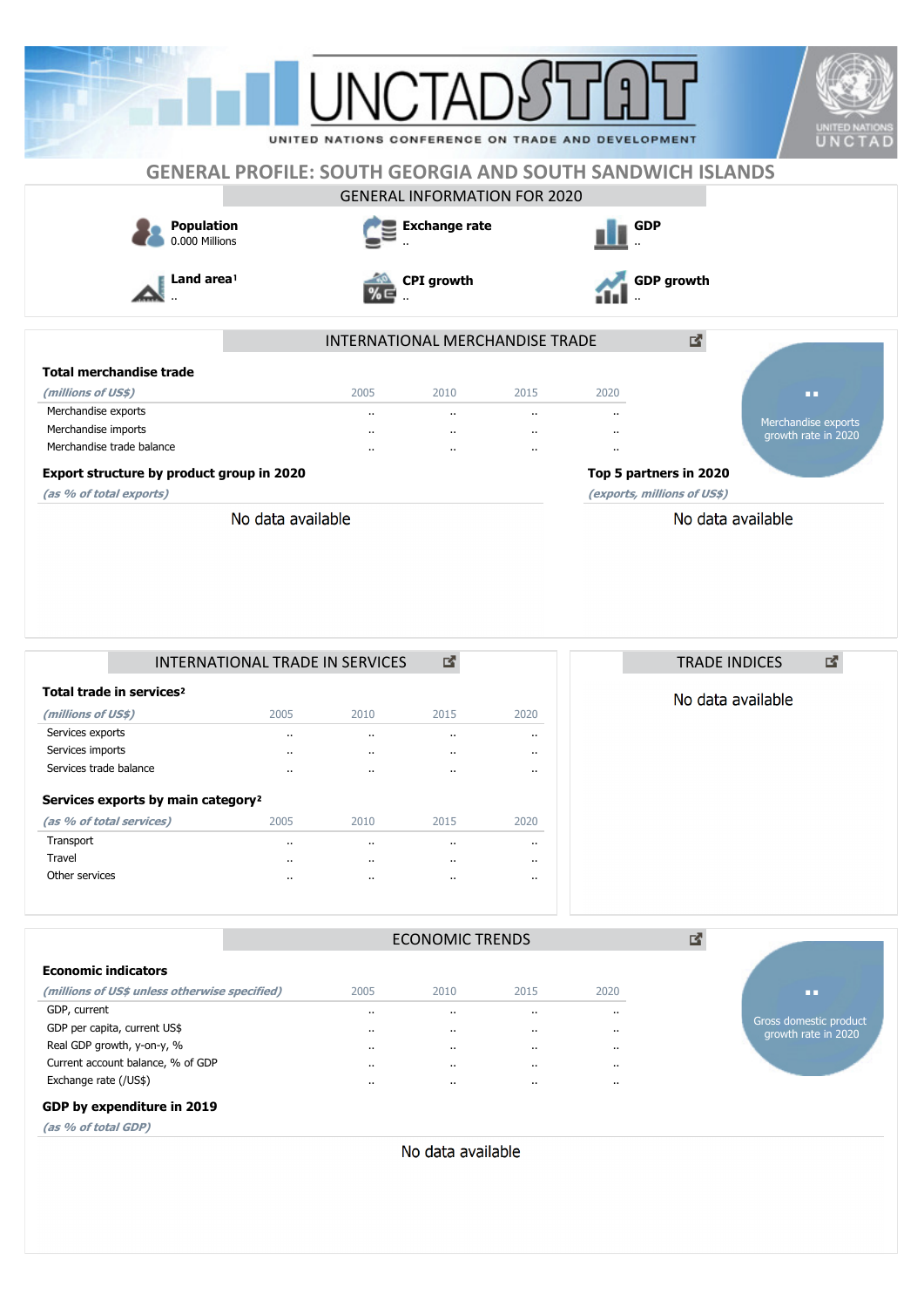# GENERAL PROFILE: SOUTH GEORGIA AND SOUTH SANDWICH ISLANDS

## GENERAL INFORMATION FOR 2020

**Population**
0.000 Millions

**Exchange rate**
..

**GDP**
..

**Land area**[1]
..

**CPI growth**
..

**GDP growth**
..

## INTERNATIONAL MERCHANDISE TRADE

**Total merchandise trade**

| *(millions of US$)* | 2005 | 2010 | 2015 | 2020 |
|---|---|---|---|---|
| Merchandise exports | .. | .. | .. | .. |
| Merchandise imports | .. | .. | .. | .. |
| Merchandise trade balance | .. | .. | .. | .. |

..
Merchandise exports growth rate in 2020

**Export structure by product group in 2020**

*(as % of total exports)*

No data available

**Top 5 partners in 2020**

*(exports, millions of US$)*

No data available

## INTERNATIONAL TRADE IN SERVICES

**Total trade in services**[2]

| *(millions of US$)* | 2005 | 2010 | 2015 | 2020 |
|---|---|---|---|---|
| Services exports | .. | .. | .. | .. |
| Services imports | .. | .. | .. | .. |
| Services trade balance | .. | .. | .. | .. |

**Services exports by main category**[2]

| *(as % of total services)* | 2005 | 2010 | 2015 | 2020 |
|---|---|---|---|---|
| Transport | .. | .. | .. | .. |
| Travel | .. | .. | .. | .. |
| Other services | .. | .. | .. | .. |

## TRADE INDICES

No data available

## ECONOMIC TRENDS

**Economic indicators**

| *(millions of US$ unless otherwise specified)* | 2005 | 2010 | 2015 | 2020 |
|---|---|---|---|---|
| GDP, current | .. | .. | .. | .. |
| GDP per capita, current US$ | .. | .. | .. | .. |
| Real GDP growth, y-on-y, % | .. | .. | .. | .. |
| Current account balance, % of GDP | .. | .. | .. | .. |
| Exchange rate (/US$) | .. | .. | .. | .. |

..
Gross domestic product growth rate in 2020

**GDP by expenditure in 2019**

*(as % of total GDP)*

No data available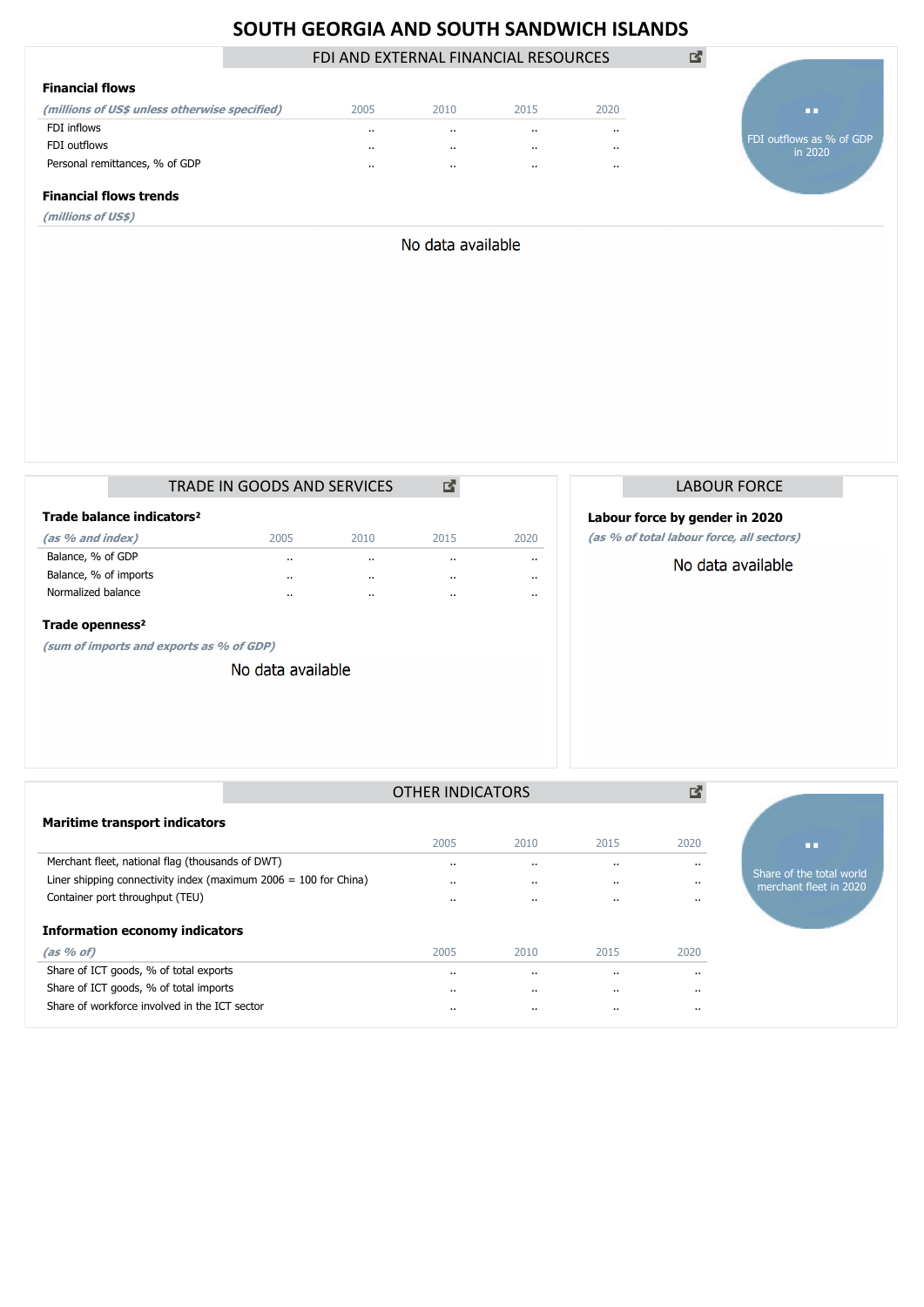# SOUTH GEORGIA AND SOUTH SANDWICH ISLANDS

## FDI AND EXTERNAL FINANCIAL RESOURCES

### Financial flows

| *(millions of US$ unless otherwise specified)* | 2005 | 2010 | 2015 | 2020 |
|---|---|---|---|---|
| FDI inflows | .. | .. | .. | .. |
| FDI outflows | .. | .. | .. | .. |
| Personal remittances, % of GDP | .. | .. | .. | .. |

..

FDI outflows as % of GDP in 2020

### Financial flows trends

*(millions of US$)*

No data available

## TRADE IN GOODS AND SERVICES

### Trade balance indicators²

| *(as % and index)* | 2005 | 2010 | 2015 | 2020 |
|---|---|---|---|---|
| Balance, % of GDP | .. | .. | .. | .. |
| Balance, % of imports | .. | .. | .. | .. |
| Normalized balance | .. | .. | .. | .. |

### Trade openness²

*(sum of imports and exports as % of GDP)*

No data available

## LABOUR FORCE

### Labour force by gender in 2020

*(as % of total labour force, all sectors)*

No data available

## OTHER INDICATORS

### Maritime transport indicators

| | 2005 | 2010 | 2015 | 2020 |
|---|---|---|---|---|
| Merchant fleet, national flag (thousands of DWT) | .. | .. | .. | .. |
| Liner shipping connectivity index (maximum 2006 = 100 for China) | .. | .. | .. | .. |
| Container port throughput (TEU) | .. | .. | .. | .. |

..

Share of the total world merchant fleet in 2020

### Information economy indicators

| *(as % of)* | 2005 | 2010 | 2015 | 2020 |
|---|---|---|---|---|
| Share of ICT goods, % of total exports | .. | .. | .. | .. |
| Share of ICT goods, % of total imports | .. | .. | .. | .. |
| Share of workforce involved in the ICT sector | .. | .. | .. | .. |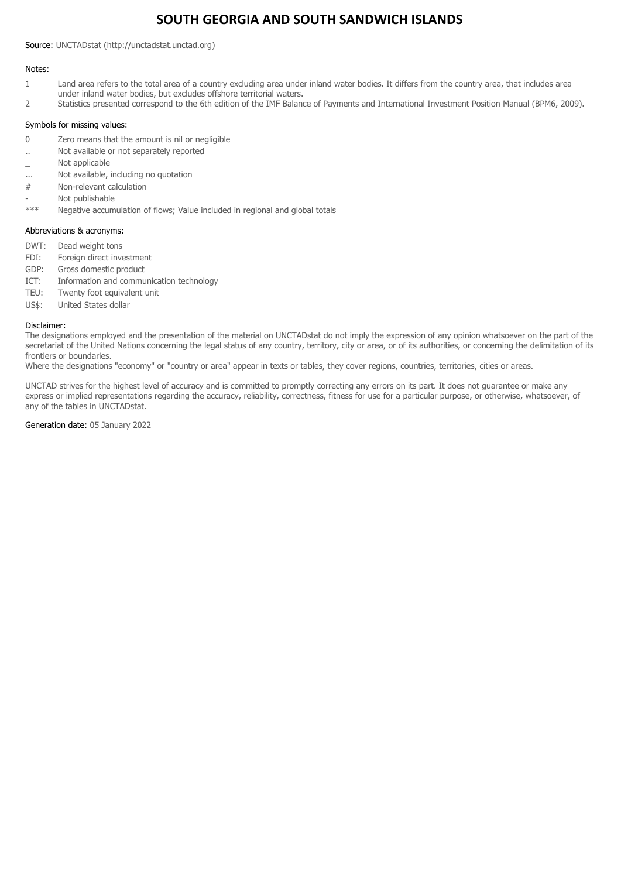# SOUTH GEORGIA AND SOUTH SANDWICH ISLANDS

**Source:** UNCTADstat (http://unctadstat.unctad.org)

**Notes:**

1. Land area refers to the total area of a country excluding area under inland water bodies. It differs from the country area, that includes area under inland water bodies, but excludes offshore territorial waters.
2. Statistics presented correspond to the 6th edition of the IMF Balance of Payments and International Investment Position Manual (BPM6, 2009).

**Symbols for missing values:**

| | |
|---|---|
| 0 | Zero means that the amount is nil or negligible |
| .. | Not available or not separately reported |
| _ | Not applicable |
| ... | Not available, including no quotation |
| # | Non-relevant calculation |
| - | Not publishable |
| *** | Negative accumulation of flows; Value included in regional and global totals |

**Abbreviations & acronyms:**

| | |
|---|---|
| DWT: | Dead weight tons |
| FDI: | Foreign direct investment |
| GDP: | Gross domestic product |
| ICT: | Information and communication technology |
| TEU: | Twenty foot equivalent unit |
| US$: | United States dollar |

**Disclaimer:**

The designations employed and the presentation of the material on UNCTADstat do not imply the expression of any opinion whatsoever on the part of the secretariat of the United Nations concerning the legal status of any country, territory, city or area, or of its authorities, or concerning the delimitation of its frontiers or boundaries.
Where the designations "economy" or "country or area" appear in texts or tables, they cover regions, countries, territories, cities or areas.

UNCTAD strives for the highest level of accuracy and is committed to promptly correcting any errors on its part. It does not guarantee or make any express or implied representations regarding the accuracy, reliability, correctness, fitness for use for a particular purpose, or otherwise, whatsoever, of any of the tables in UNCTADstat.

**Generation date:** 05 January 2022